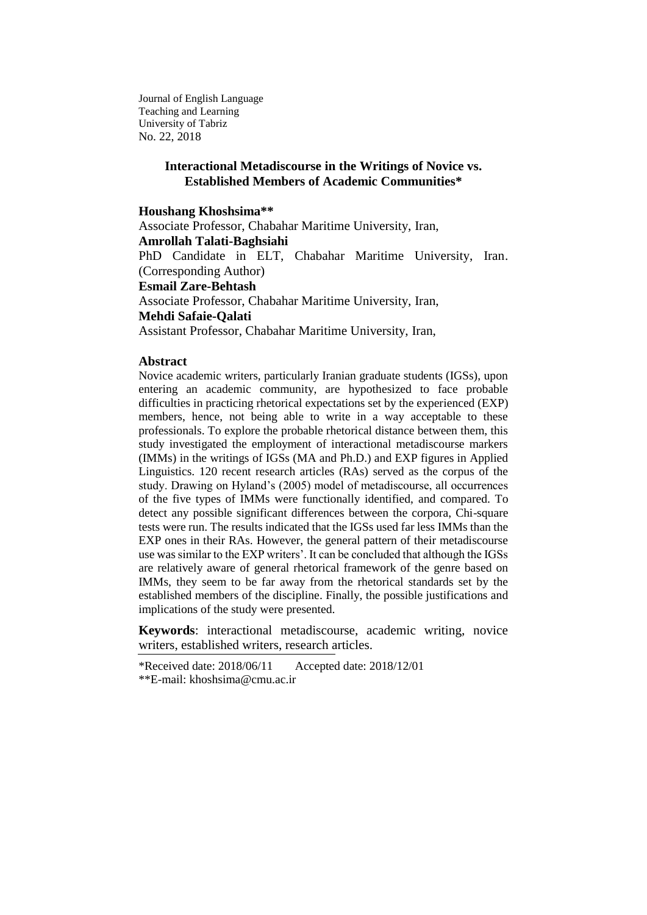Journal of English Language Teaching and Learning
University of Tabriz
No. 22, 2018

# Interactional Metadiscourse in the Writings of Novice vs. Established Members of Academic Communities*

**Houshang Khoshsima****
Associate Professor, Chabahar Maritime University, Iran,

**Amrollah Talati-Baghsiahi**
PhD Candidate in ELT, Chabahar Maritime University, Iran. (Corresponding Author)

**Esmail Zare-Behtash**
Associate Professor, Chabahar Maritime University, Iran,

**Mehdi Safaie-Qalati**
Assistant Professor, Chabahar Maritime University, Iran,

## Abstract

Novice academic writers, particularly Iranian graduate students (IGSs), upon entering an academic community, are hypothesized to face probable difficulties in practicing rhetorical expectations set by the experienced (EXP) members, hence, not being able to write in a way acceptable to these professionals. To explore the probable rhetorical distance between them, this study investigated the employment of interactional metadiscourse markers (IMMs) in the writings of IGSs (MA and Ph.D.) and EXP figures in Applied Linguistics. 120 recent research articles (RAs) served as the corpus of the study. Drawing on Hyland's (2005) model of metadiscourse, all occurrences of the five types of IMMs were functionally identified, and compared. To detect any possible significant differences between the corpora, Chi-square tests were run. The results indicated that the IGSs used far less IMMs than the EXP ones in their RAs. However, the general pattern of their metadiscourse use was similar to the EXP writers'. It can be concluded that although the IGSs are relatively aware of general rhetorical framework of the genre based on IMMs, they seem to be far away from the rhetorical standards set by the established members of the discipline. Finally, the possible justifications and implications of the study were presented.

**Keywords**: interactional metadiscourse, academic writing, novice writers, established writers, research articles.

---

*Received date: 2018/06/11 Accepted date: 2018/12/01
**E-mail: khoshsima@cmu.ac.ir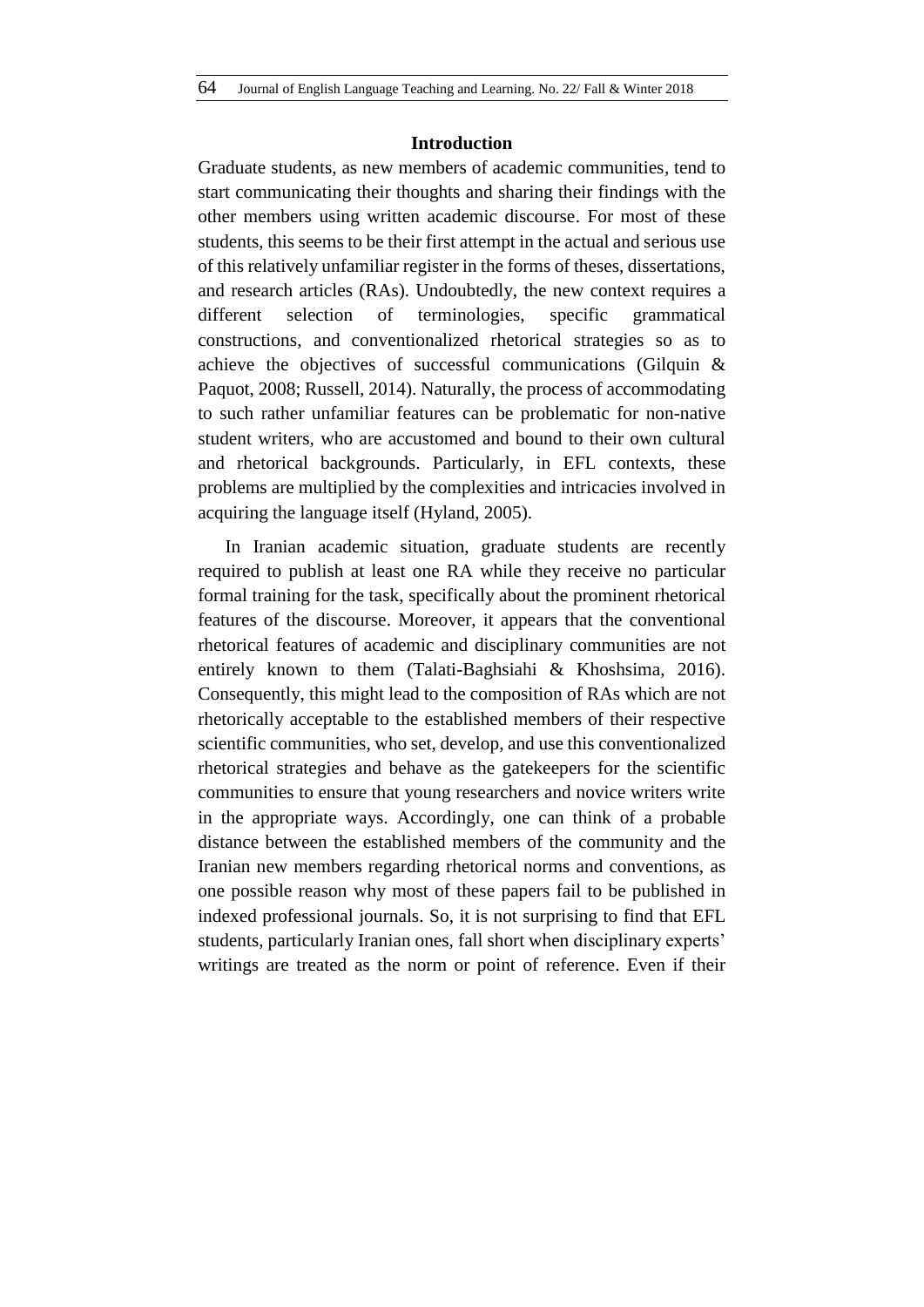## Introduction

Graduate students, as new members of academic communities, tend to start communicating their thoughts and sharing their findings with the other members using written academic discourse. For most of these students, this seems to be their first attempt in the actual and serious use of this relatively unfamiliar register in the forms of theses, dissertations, and research articles (RAs). Undoubtedly, the new context requires a different selection of terminologies, specific grammatical constructions, and conventionalized rhetorical strategies so as to achieve the objectives of successful communications (Gilquin & Paquot, 2008; Russell, 2014). Naturally, the process of accommodating to such rather unfamiliar features can be problematic for non-native student writers, who are accustomed and bound to their own cultural and rhetorical backgrounds. Particularly, in EFL contexts, these problems are multiplied by the complexities and intricacies involved in acquiring the language itself (Hyland, 2005).

In Iranian academic situation, graduate students are recently required to publish at least one RA while they receive no particular formal training for the task, specifically about the prominent rhetorical features of the discourse. Moreover, it appears that the conventional rhetorical features of academic and disciplinary communities are not entirely known to them (Talati-Baghsiahi & Khoshsima, 2016). Consequently, this might lead to the composition of RAs which are not rhetorically acceptable to the established members of their respective scientific communities, who set, develop, and use this conventionalized rhetorical strategies and behave as the gatekeepers for the scientific communities to ensure that young researchers and novice writers write in the appropriate ways. Accordingly, one can think of a probable distance between the established members of the community and the Iranian new members regarding rhetorical norms and conventions, as one possible reason why most of these papers fail to be published in indexed professional journals. So, it is not surprising to find that EFL students, particularly Iranian ones, fall short when disciplinary experts' writings are treated as the norm or point of reference. Even if their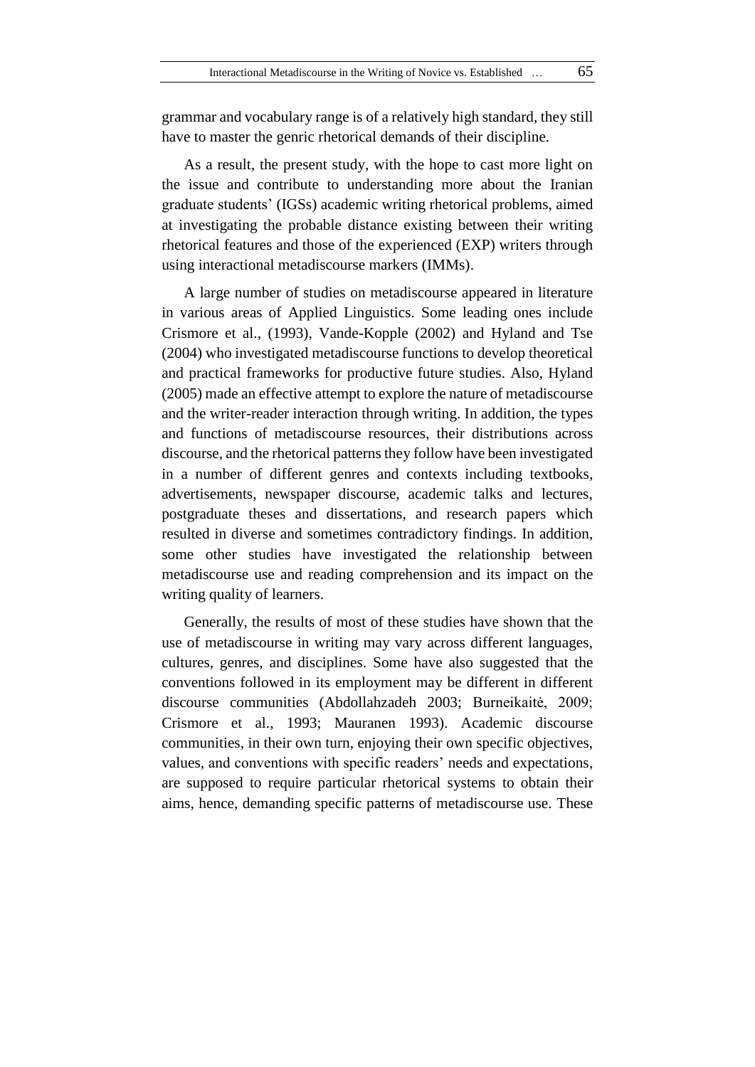grammar and vocabulary range is of a relatively high standard, they still have to master the genric rhetorical demands of their discipline.

As a result, the present study, with the hope to cast more light on the issue and contribute to understanding more about the Iranian graduate students' (IGSs) academic writing rhetorical problems, aimed at investigating the probable distance existing between their writing rhetorical features and those of the experienced (EXP) writers through using interactional metadiscourse markers (IMMs).

A large number of studies on metadiscourse appeared in literature in various areas of Applied Linguistics. Some leading ones include Crismore et al., (1993), Vande-Kopple (2002) and Hyland and Tse (2004) who investigated metadiscourse functions to develop theoretical and practical frameworks for productive future studies. Also, Hyland (2005) made an effective attempt to explore the nature of metadiscourse and the writer-reader interaction through writing. In addition, the types and functions of metadiscourse resources, their distributions across discourse, and the rhetorical patterns they follow have been investigated in a number of different genres and contexts including textbooks, advertisements, newspaper discourse, academic talks and lectures, postgraduate theses and dissertations, and research papers which resulted in diverse and sometimes contradictory findings. In addition, some other studies have investigated the relationship between metadiscourse use and reading comprehension and its impact on the writing quality of learners.

Generally, the results of most of these studies have shown that the use of metadiscourse in writing may vary across different languages, cultures, genres, and disciplines. Some have also suggested that the conventions followed in its employment may be different in different discourse communities (Abdollahzadeh 2003; Burneikaitė, 2009; Crismore et al., 1993; Mauranen 1993). Academic discourse communities, in their own turn, enjoying their own specific objectives, values, and conventions with specific readers' needs and expectations, are supposed to require particular rhetorical systems to obtain their aims, hence, demanding specific patterns of metadiscourse use. These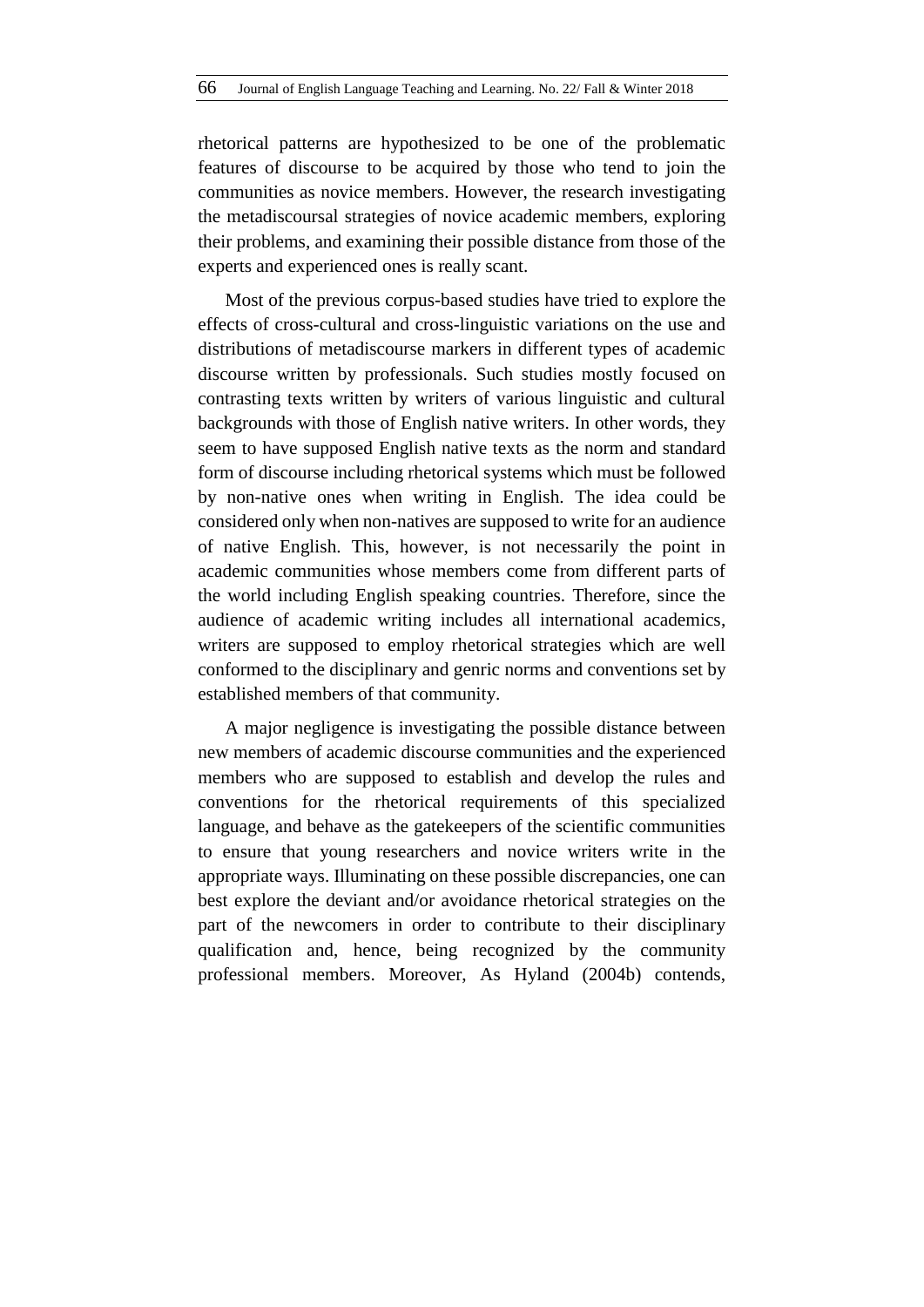rhetorical patterns are hypothesized to be one of the problematic features of discourse to be acquired by those who tend to join the communities as novice members. However, the research investigating the metadiscoursal strategies of novice academic members, exploring their problems, and examining their possible distance from those of the experts and experienced ones is really scant.

Most of the previous corpus-based studies have tried to explore the effects of cross-cultural and cross-linguistic variations on the use and distributions of metadiscourse markers in different types of academic discourse written by professionals. Such studies mostly focused on contrasting texts written by writers of various linguistic and cultural backgrounds with those of English native writers. In other words, they seem to have supposed English native texts as the norm and standard form of discourse including rhetorical systems which must be followed by non-native ones when writing in English. The idea could be considered only when non-natives are supposed to write for an audience of native English. This, however, is not necessarily the point in academic communities whose members come from different parts of the world including English speaking countries. Therefore, since the audience of academic writing includes all international academics, writers are supposed to employ rhetorical strategies which are well conformed to the disciplinary and genric norms and conventions set by established members of that community.

A major negligence is investigating the possible distance between new members of academic discourse communities and the experienced members who are supposed to establish and develop the rules and conventions for the rhetorical requirements of this specialized language, and behave as the gatekeepers of the scientific communities to ensure that young researchers and novice writers write in the appropriate ways. Illuminating on these possible discrepancies, one can best explore the deviant and/or avoidance rhetorical strategies on the part of the newcomers in order to contribute to their disciplinary qualification and, hence, being recognized by the community professional members. Moreover, As Hyland (2004b) contends,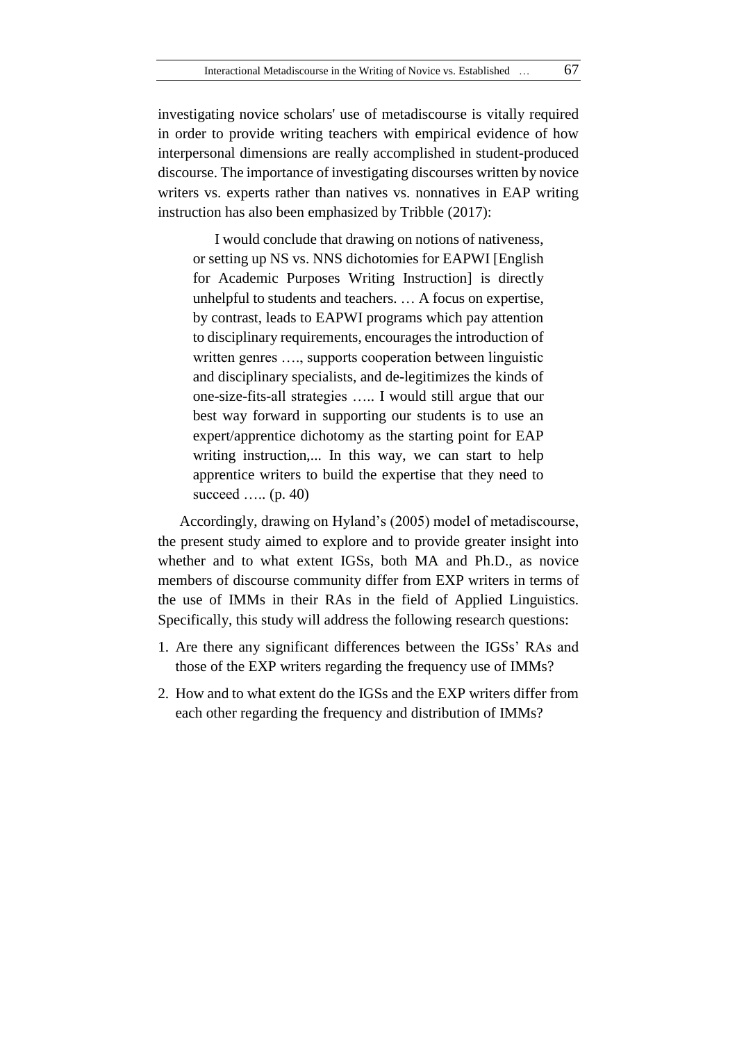investigating novice scholars' use of metadiscourse is vitally required in order to provide writing teachers with empirical evidence of how interpersonal dimensions are really accomplished in student-produced discourse. The importance of investigating discourses written by novice writers vs. experts rather than natives vs. nonnatives in EAP writing instruction has also been emphasized by Tribble (2017):

> I would conclude that drawing on notions of nativeness, or setting up NS vs. NNS dichotomies for EAPWI [English for Academic Purposes Writing Instruction] is directly unhelpful to students and teachers. … A focus on expertise, by contrast, leads to EAPWI programs which pay attention to disciplinary requirements, encourages the introduction of written genres …., supports cooperation between linguistic and disciplinary specialists, and de-legitimizes the kinds of one-size-fits-all strategies ….. I would still argue that our best way forward in supporting our students is to use an expert/apprentice dichotomy as the starting point for EAP writing instruction,... In this way, we can start to help apprentice writers to build the expertise that they need to succeed ….. (p. 40)

Accordingly, drawing on Hyland's (2005) model of metadiscourse, the present study aimed to explore and to provide greater insight into whether and to what extent IGSs, both MA and Ph.D., as novice members of discourse community differ from EXP writers in terms of the use of IMMs in their RAs in the field of Applied Linguistics. Specifically, this study will address the following research questions:

1. Are there any significant differences between the IGSs' RAs and those of the EXP writers regarding the frequency use of IMMs?
2. How and to what extent do the IGSs and the EXP writers differ from each other regarding the frequency and distribution of IMMs?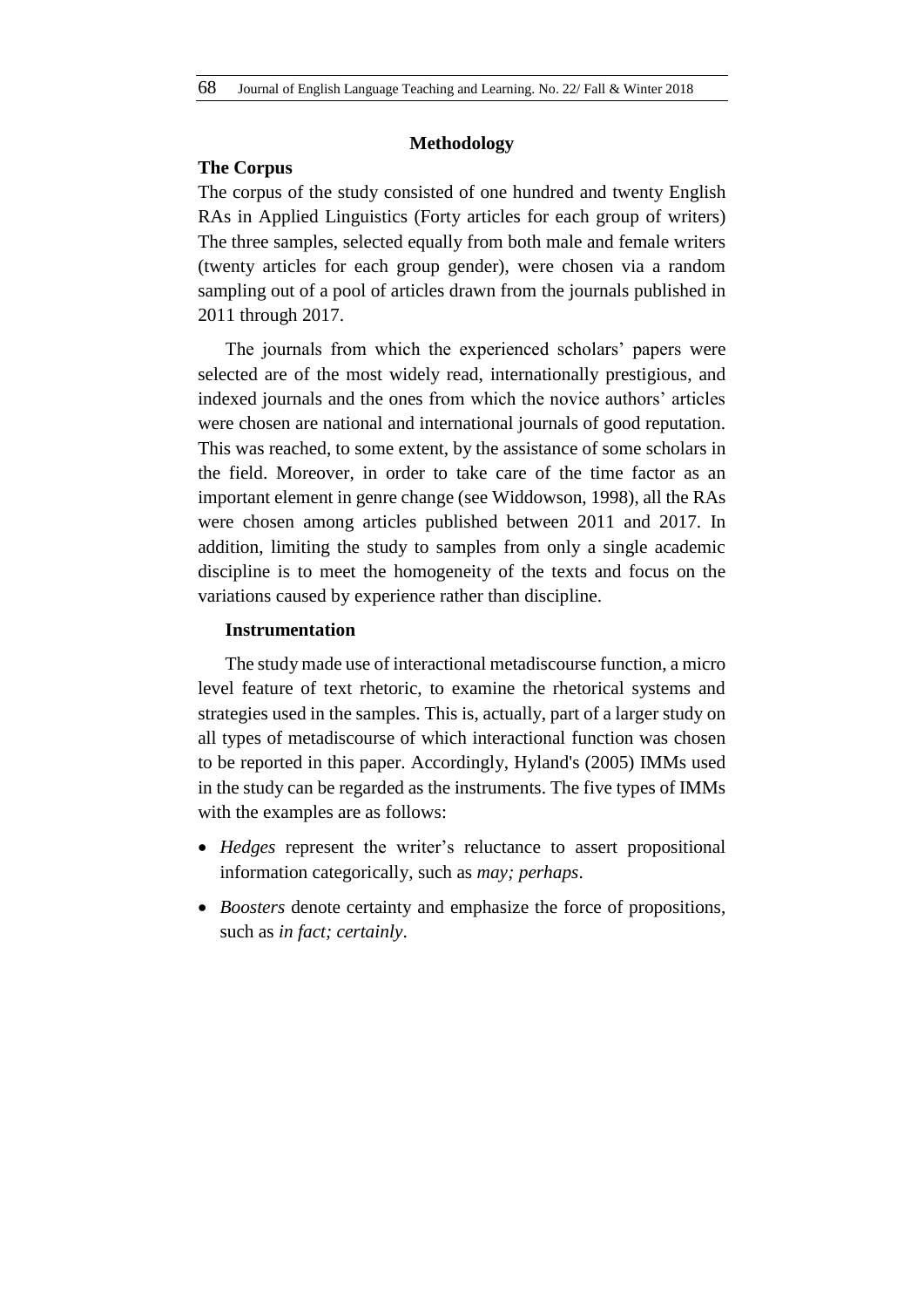## Methodology

### The Corpus

The corpus of the study consisted of one hundred and twenty English RAs in Applied Linguistics (Forty articles for each group of writers) The three samples, selected equally from both male and female writers (twenty articles for each group gender), were chosen via a random sampling out of a pool of articles drawn from the journals published in 2011 through 2017.

The journals from which the experienced scholars' papers were selected are of the most widely read, internationally prestigious, and indexed journals and the ones from which the novice authors' articles were chosen are national and international journals of good reputation. This was reached, to some extent, by the assistance of some scholars in the field. Moreover, in order to take care of the time factor as an important element in genre change (see Widdowson, 1998), all the RAs were chosen among articles published between 2011 and 2017. In addition, limiting the study to samples from only a single academic discipline is to meet the homogeneity of the texts and focus on the variations caused by experience rather than discipline.

### Instrumentation

The study made use of interactional metadiscourse function, a micro level feature of text rhetoric, to examine the rhetorical systems and strategies used in the samples. This is, actually, part of a larger study on all types of metadiscourse of which interactional function was chosen to be reported in this paper. Accordingly, Hyland's (2005) IMMs used in the study can be regarded as the instruments. The five types of IMMs with the examples are as follows:

- *Hedges* represent the writer's reluctance to assert propositional information categorically, such as *may; perhaps*.
- *Boosters* denote certainty and emphasize the force of propositions, such as *in fact; certainly*.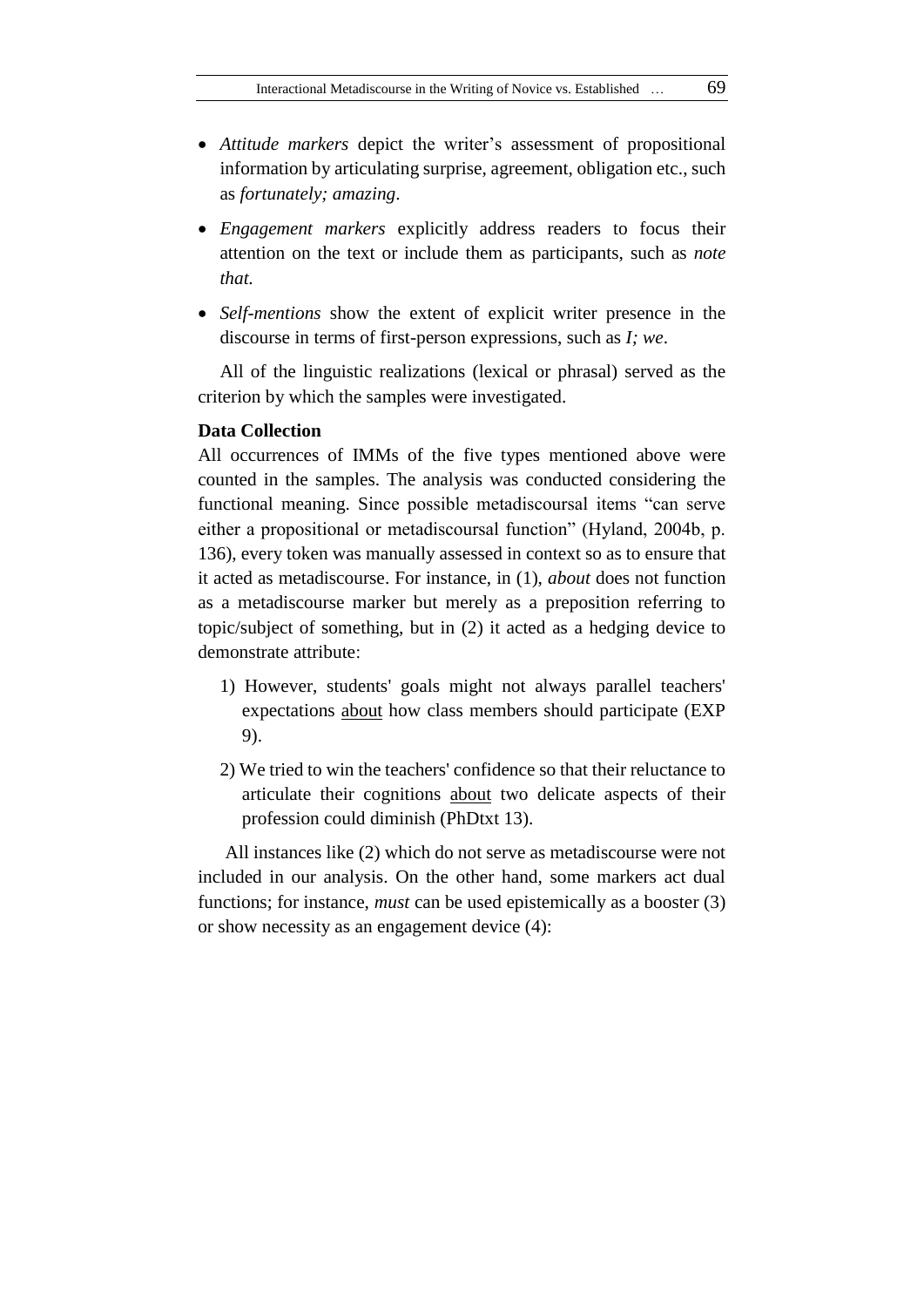- *Attitude markers* depict the writer's assessment of propositional information by articulating surprise, agreement, obligation etc., such as *fortunately; amazing*.
- *Engagement markers* explicitly address readers to focus their attention on the text or include them as participants, such as *note that.*
- *Self-mentions* show the extent of explicit writer presence in the discourse in terms of first-person expressions, such as *I; we*.

All of the linguistic realizations (lexical or phrasal) served as the criterion by which the samples were investigated.

**Data Collection**

All occurrences of IMMs of the five types mentioned above were counted in the samples. The analysis was conducted considering the functional meaning. Since possible metadiscoursal items "can serve either a propositional or metadiscoursal function" (Hyland, 2004b, p. 136), every token was manually assessed in context so as to ensure that it acted as metadiscourse. For instance, in (1), *about* does not function as a metadiscourse marker but merely as a preposition referring to topic/subject of something, but in (2) it acted as a hedging device to demonstrate attribute:

1) However, students' goals might not always parallel teachers' expectations <u>about</u> how class members should participate (EXP 9).

2) We tried to win the teachers' confidence so that their reluctance to articulate their cognitions <u>about</u> two delicate aspects of their profession could diminish (PhDtxt 13).

All instances like (2) which do not serve as metadiscourse were not included in our analysis. On the other hand, some markers act dual functions; for instance, *must* can be used epistemically as a booster (3) or show necessity as an engagement device (4):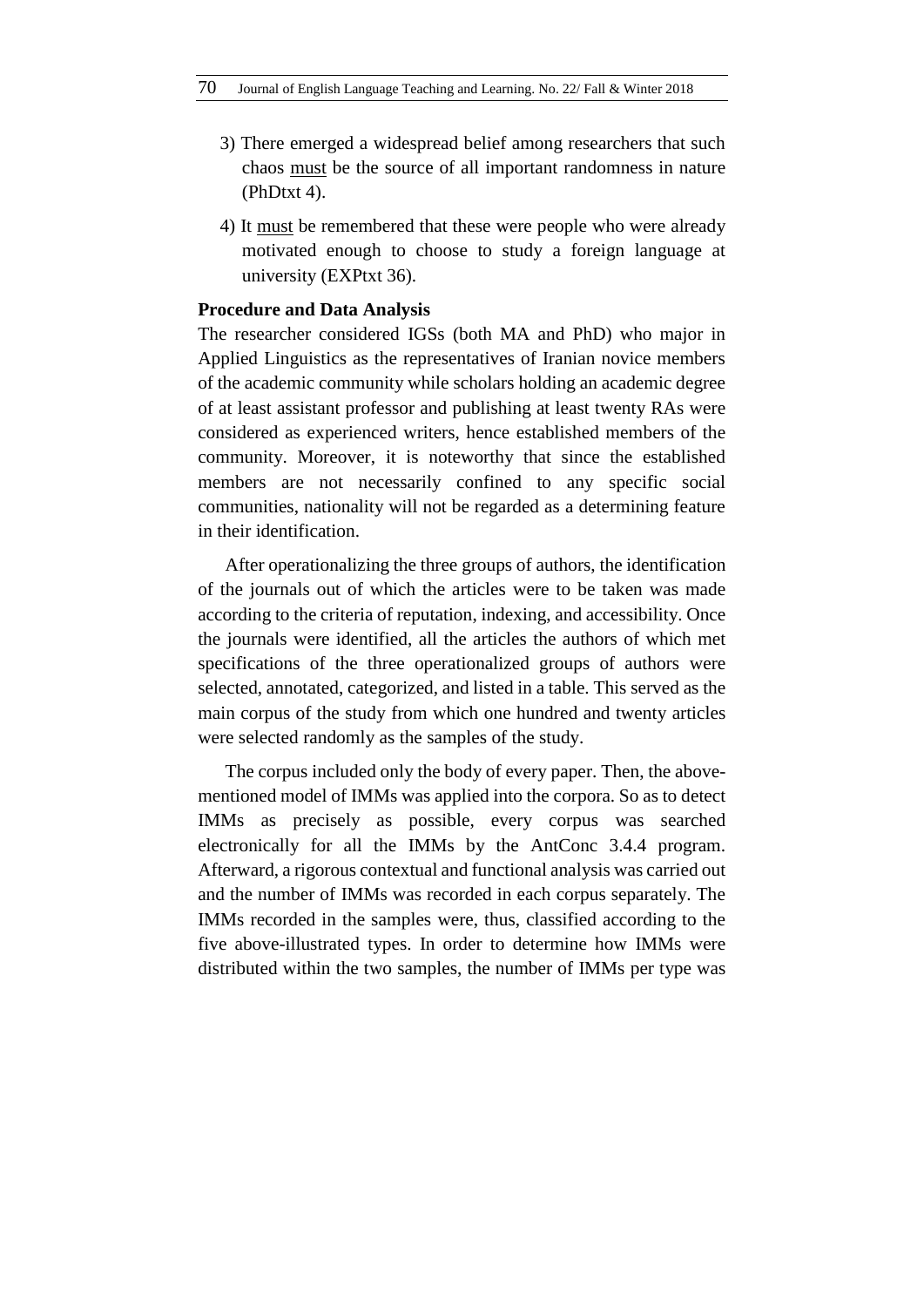3) There emerged a widespread belief among researchers that such chaos <u>must</u> be the source of all important randomness in nature (PhDtxt 4).

4) It <u>must</u> be remembered that these were people who were already motivated enough to choose to study a foreign language at university (EXPtxt 36).

**Procedure and Data Analysis**

The researcher considered IGSs (both MA and PhD) who major in Applied Linguistics as the representatives of Iranian novice members of the academic community while scholars holding an academic degree of at least assistant professor and publishing at least twenty RAs were considered as experienced writers, hence established members of the community. Moreover, it is noteworthy that since the established members are not necessarily confined to any specific social communities, nationality will not be regarded as a determining feature in their identification.

After operationalizing the three groups of authors, the identification of the journals out of which the articles were to be taken was made according to the criteria of reputation, indexing, and accessibility. Once the journals were identified, all the articles the authors of which met specifications of the three operationalized groups of authors were selected, annotated, categorized, and listed in a table. This served as the main corpus of the study from which one hundred and twenty articles were selected randomly as the samples of the study.

The corpus included only the body of every paper. Then, the above-mentioned model of IMMs was applied into the corpora. So as to detect IMMs as precisely as possible, every corpus was searched electronically for all the IMMs by the AntConc 3.4.4 program. Afterward, a rigorous contextual and functional analysis was carried out and the number of IMMs was recorded in each corpus separately. The IMMs recorded in the samples were, thus, classified according to the five above-illustrated types. In order to determine how IMMs were distributed within the two samples, the number of IMMs per type was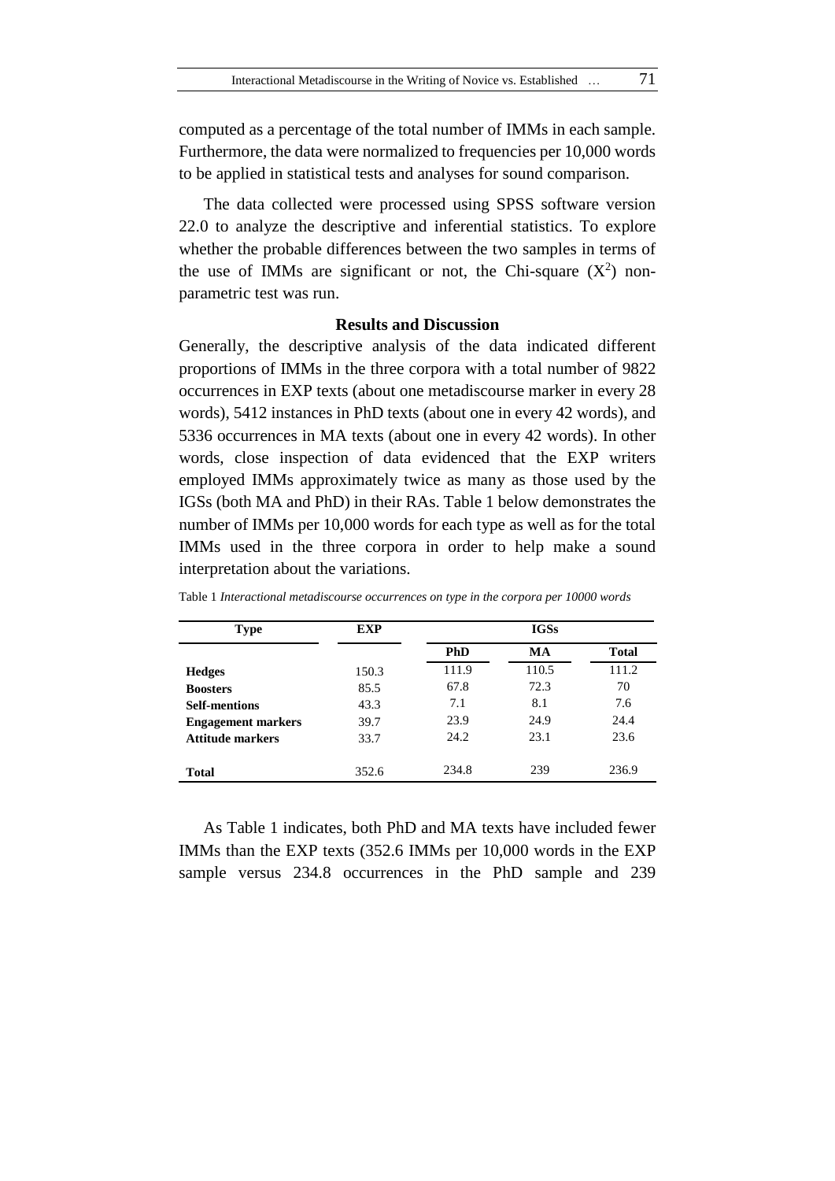computed as a percentage of the total number of IMMs in each sample. Furthermore, the data were normalized to frequencies per 10,000 words to be applied in statistical tests and analyses for sound comparison.

The data collected were processed using SPSS software version 22.0 to analyze the descriptive and inferential statistics. To explore whether the probable differences between the two samples in terms of the use of IMMs are significant or not, the Chi-square ($X^2$) non-parametric test was run.

## Results and Discussion

Generally, the descriptive analysis of the data indicated different proportions of IMMs in the three corpora with a total number of 9822 occurrences in EXP texts (about one metadiscourse marker in every 28 words), 5412 instances in PhD texts (about one in every 42 words), and 5336 occurrences in MA texts (about one in every 42 words). In other words, close inspection of data evidenced that the EXP writers employed IMMs approximately twice as many as those used by the IGSs (both MA and PhD) in their RAs. Table 1 below demonstrates the number of IMMs per 10,000 words for each type as well as for the total IMMs used in the three corpora in order to help make a sound interpretation about the variations.

Table 1 *Interactional metadiscourse occurrences on type in the corpora per 10000 words*

| Type | EXP | IGSs | | |
|---|---|---|---|---|
| | | PhD | MA | Total |
| **Hedges** | 150.3 | 111.9 | 110.5 | 111.2 |
| **Boosters** | 85.5 | 67.8 | 72.3 | 70 |
| **Self-mentions** | 43.3 | 7.1 | 8.1 | 7.6 |
| **Engagement markers** | 39.7 | 23.9 | 24.9 | 24.4 |
| **Attitude markers** | 33.7 | 24.2 | 23.1 | 23.6 |
| **Total** | 352.6 | 234.8 | 239 | 236.9 |

As Table 1 indicates, both PhD and MA texts have included fewer IMMs than the EXP texts (352.6 IMMs per 10,000 words in the EXP sample versus 234.8 occurrences in the PhD sample and 239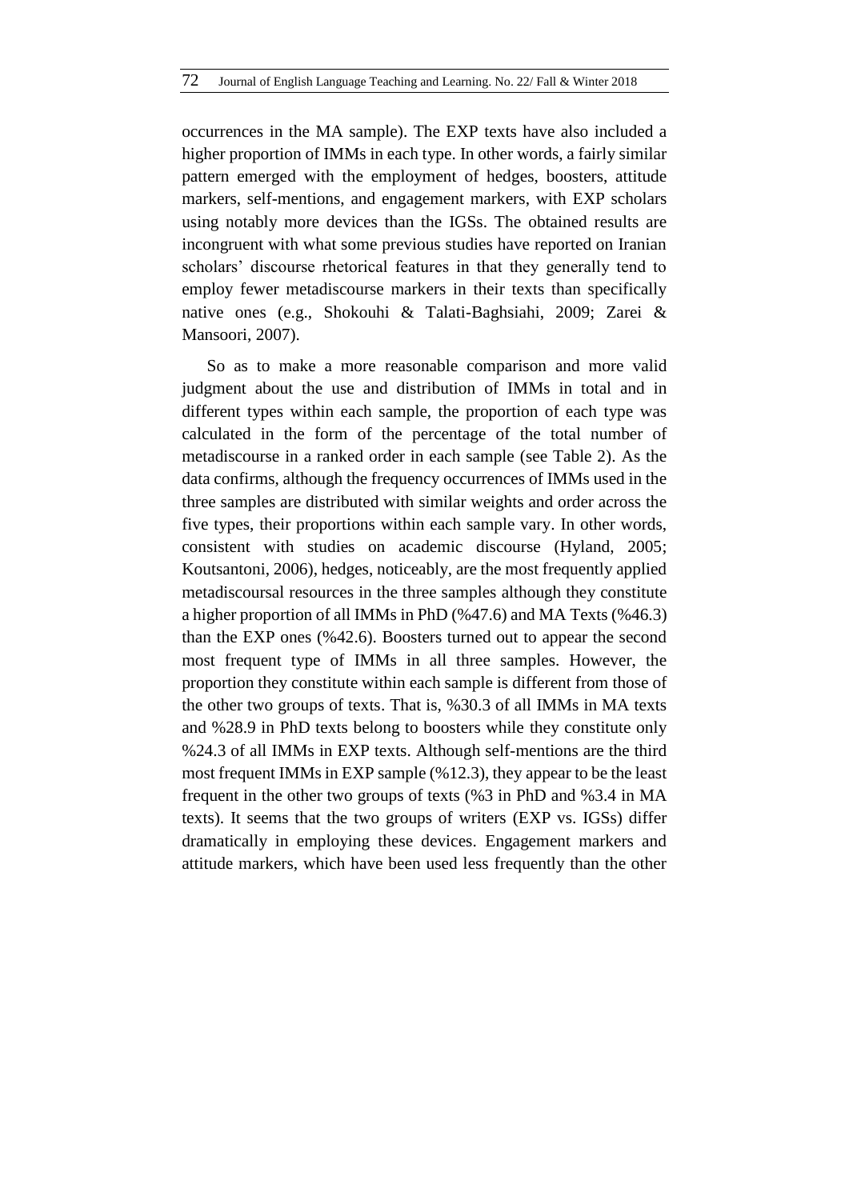occurrences in the MA sample). The EXP texts have also included a higher proportion of IMMs in each type. In other words, a fairly similar pattern emerged with the employment of hedges, boosters, attitude markers, self-mentions, and engagement markers, with EXP scholars using notably more devices than the IGSs. The obtained results are incongruent with what some previous studies have reported on Iranian scholars' discourse rhetorical features in that they generally tend to employ fewer metadiscourse markers in their texts than specifically native ones (e.g., Shokouhi & Talati-Baghsiahi, 2009; Zarei & Mansoori, 2007).

So as to make a more reasonable comparison and more valid judgment about the use and distribution of IMMs in total and in different types within each sample, the proportion of each type was calculated in the form of the percentage of the total number of metadiscourse in a ranked order in each sample (see Table 2). As the data confirms, although the frequency occurrences of IMMs used in the three samples are distributed with similar weights and order across the five types, their proportions within each sample vary. In other words, consistent with studies on academic discourse (Hyland, 2005; Koutsantoni, 2006), hedges, noticeably, are the most frequently applied metadiscoursal resources in the three samples although they constitute a higher proportion of all IMMs in PhD (%47.6) and MA Texts (%46.3) than the EXP ones (%42.6). Boosters turned out to appear the second most frequent type of IMMs in all three samples. However, the proportion they constitute within each sample is different from those of the other two groups of texts. That is, %30.3 of all IMMs in MA texts and %28.9 in PhD texts belong to boosters while they constitute only %24.3 of all IMMs in EXP texts. Although self-mentions are the third most frequent IMMs in EXP sample (%12.3), they appear to be the least frequent in the other two groups of texts (%3 in PhD and %3.4 in MA texts). It seems that the two groups of writers (EXP vs. IGSs) differ dramatically in employing these devices. Engagement markers and attitude markers, which have been used less frequently than the other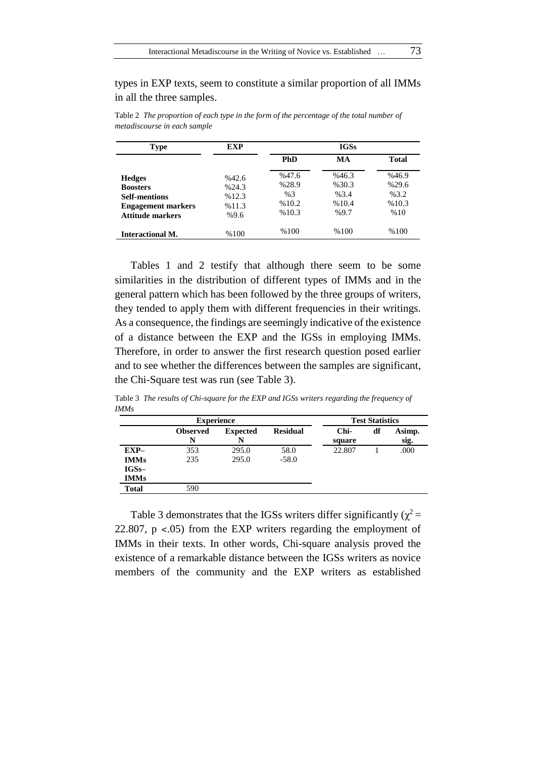types in EXP texts, seem to constitute a similar proportion of all IMMs in all the three samples.

Table 2 *The proportion of each type in the form of the percentage of the total number of metadiscourse in each sample*

| Type | EXP | IGSs | | |
|---|---|---|---|---|
| | | PhD | MA | Total |
| **Hedges** | %42.6 | %47.6 | %46.3 | %46.9 |
| **Boosters** | %24.3 | %28.9 | %30.3 | %29.6 |
| **Self-mentions** | %12.3 | %3 | %3.4 | %3.2 |
| **Engagement markers** | %11.3 | %10.2 | %10.4 | %10.3 |
| **Attitude markers** | %9.6 | %10.3 | %9.7 | %10 |
| **Interactional M.** | %100 | %100 | %100 | %100 |

Tables 1 and 2 testify that although there seem to be some similarities in the distribution of different types of IMMs and in the general pattern which has been followed by the three groups of writers, they tended to apply them with different frequencies in their writings. As a consequence, the findings are seemingly indicative of the existence of a distance between the EXP and the IGSs in employing IMMs. Therefore, in order to answer the first research question posed earlier and to see whether the differences between the samples are significant, the Chi-Square test was run (see Table 3).

Table 3 *The results of Chi-square for the EXP and IGSs writers regarding the frequency of IMMs*

| | Experience | | | Test Statistics | | |
|---|---|---|---|---|---|---|
| | Observed N | Expected N | Residual | Chi-square | df | Asimp. sig. |
| **EXP–IMMs** | 353 | 295.0 | 58.0 | 22.807 | 1 | .000 |
| **IGSs–IMMs** | 235 | 295.0 | -58.0 | | | |
| **Total** | 590 | | | | | |

Table 3 demonstrates that the IGSs writers differ significantly ($\chi^2 = 22.807$, $p < .05$) from the EXP writers regarding the employment of IMMs in their texts. In other words, Chi-square analysis proved the existence of a remarkable distance between the IGSs writers as novice members of the community and the EXP writers as established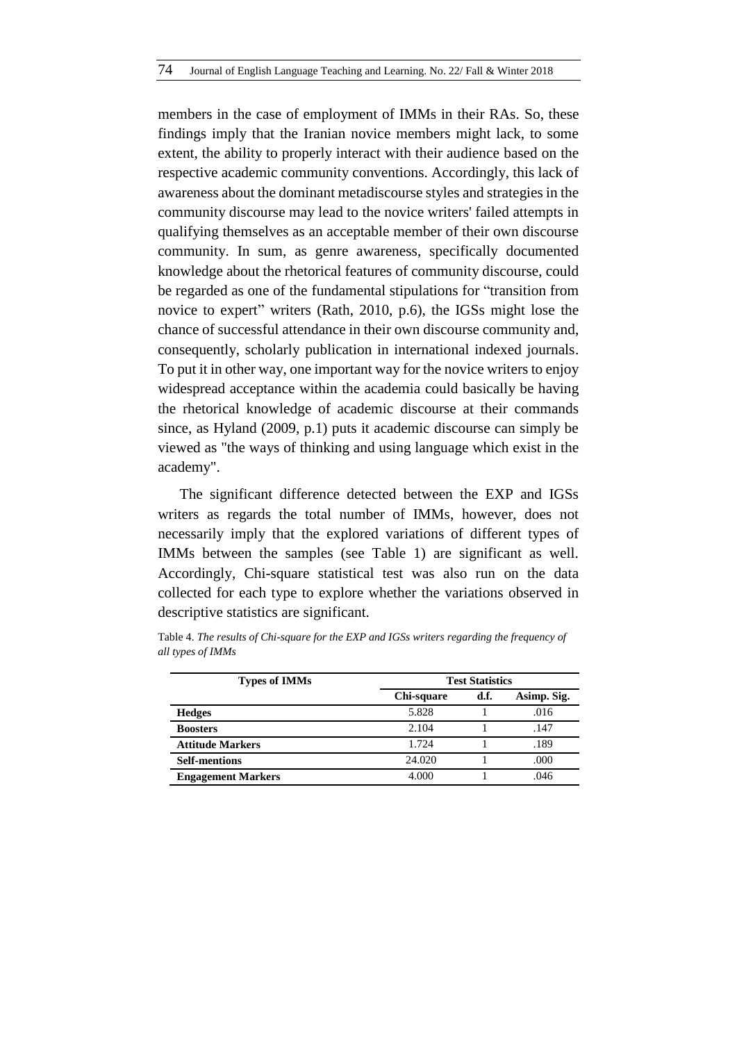members in the case of employment of IMMs in their RAs. So, these findings imply that the Iranian novice members might lack, to some extent, the ability to properly interact with their audience based on the respective academic community conventions. Accordingly, this lack of awareness about the dominant metadiscourse styles and strategies in the community discourse may lead to the novice writers' failed attempts in qualifying themselves as an acceptable member of their own discourse community. In sum, as genre awareness, specifically documented knowledge about the rhetorical features of community discourse, could be regarded as one of the fundamental stipulations for "transition from novice to expert" writers (Rath, 2010, p.6), the IGSs might lose the chance of successful attendance in their own discourse community and, consequently, scholarly publication in international indexed journals. To put it in other way, one important way for the novice writers to enjoy widespread acceptance within the academia could basically be having the rhetorical knowledge of academic discourse at their commands since, as Hyland (2009, p.1) puts it academic discourse can simply be viewed as "the ways of thinking and using language which exist in the academy".

The significant difference detected between the EXP and IGSs writers as regards the total number of IMMs, however, does not necessarily imply that the explored variations of different types of IMMs between the samples (see Table 1) are significant as well. Accordingly, Chi-square statistical test was also run on the data collected for each type to explore whether the variations observed in descriptive statistics are significant.

Table 4. *The results of Chi-square for the EXP and IGSs writers regarding the frequency of all types of IMMs*

| Types of IMMs | Test Statistics | | |
|---|---|---|---|
| | Chi-square | d.f. | Asimp. Sig. |
| **Hedges** | 5.828 | 1 | .016 |
| **Boosters** | 2.104 | 1 | .147 |
| **Attitude Markers** | 1.724 | 1 | .189 |
| **Self-mentions** | 24.020 | 1 | .000 |
| **Engagement Markers** | 4.000 | 1 | .046 |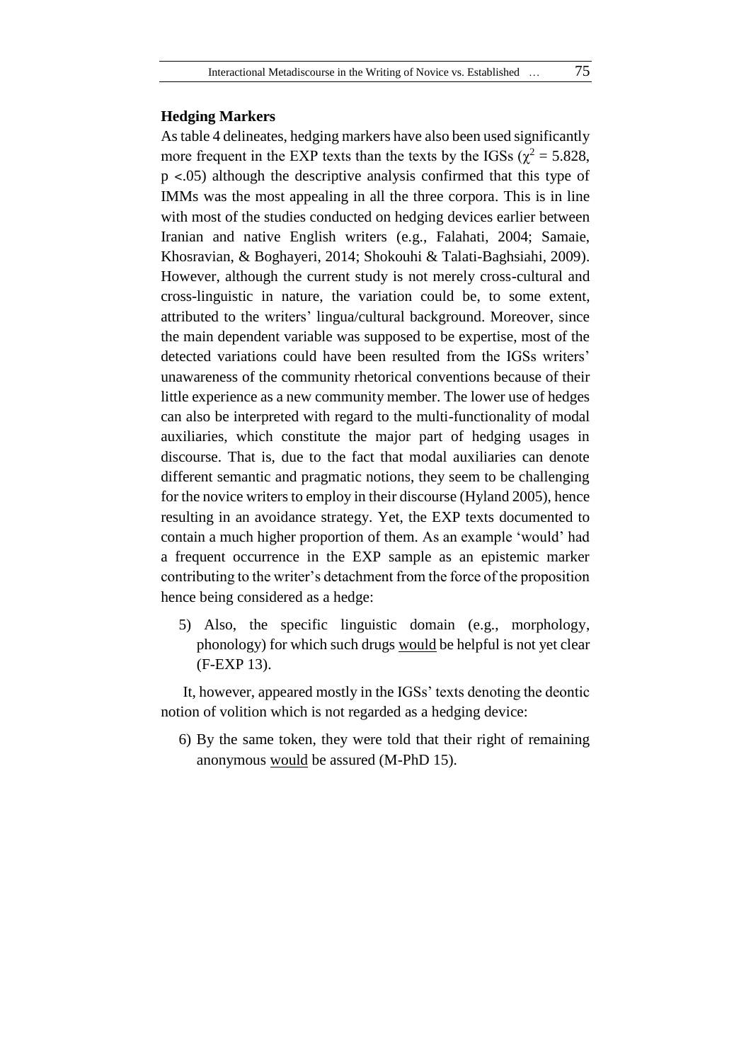### Hedging Markers

As table 4 delineates, hedging markers have also been used significantly more frequent in the EXP texts than the texts by the IGSs ($\chi^2 = 5.828$, $p < .05$) although the descriptive analysis confirmed that this type of IMMs was the most appealing in all the three corpora. This is in line with most of the studies conducted on hedging devices earlier between Iranian and native English writers (e.g., Falahati, 2004; Samaie, Khosravian, & Boghayeri, 2014; Shokouhi & Talati-Baghsiahi, 2009). However, although the current study is not merely cross-cultural and cross-linguistic in nature, the variation could be, to some extent, attributed to the writers' lingua/cultural background. Moreover, since the main dependent variable was supposed to be expertise, most of the detected variations could have been resulted from the IGSs writers' unawareness of the community rhetorical conventions because of their little experience as a new community member. The lower use of hedges can also be interpreted with regard to the multi-functionality of modal auxiliaries, which constitute the major part of hedging usages in discourse. That is, due to the fact that modal auxiliaries can denote different semantic and pragmatic notions, they seem to be challenging for the novice writers to employ in their discourse (Hyland 2005), hence resulting in an avoidance strategy. Yet, the EXP texts documented to contain a much higher proportion of them. As an example 'would' had a frequent occurrence in the EXP sample as an epistemic marker contributing to the writer's detachment from the force of the proposition hence being considered as a hedge:

5) Also, the specific linguistic domain (e.g., morphology, phonology) for which such drugs <u>would</u> be helpful is not yet clear (F-EXP 13).

It, however, appeared mostly in the IGSs' texts denoting the deontic notion of volition which is not regarded as a hedging device:

6) By the same token, they were told that their right of remaining anonymous <u>would</u> be assured (M-PhD 15).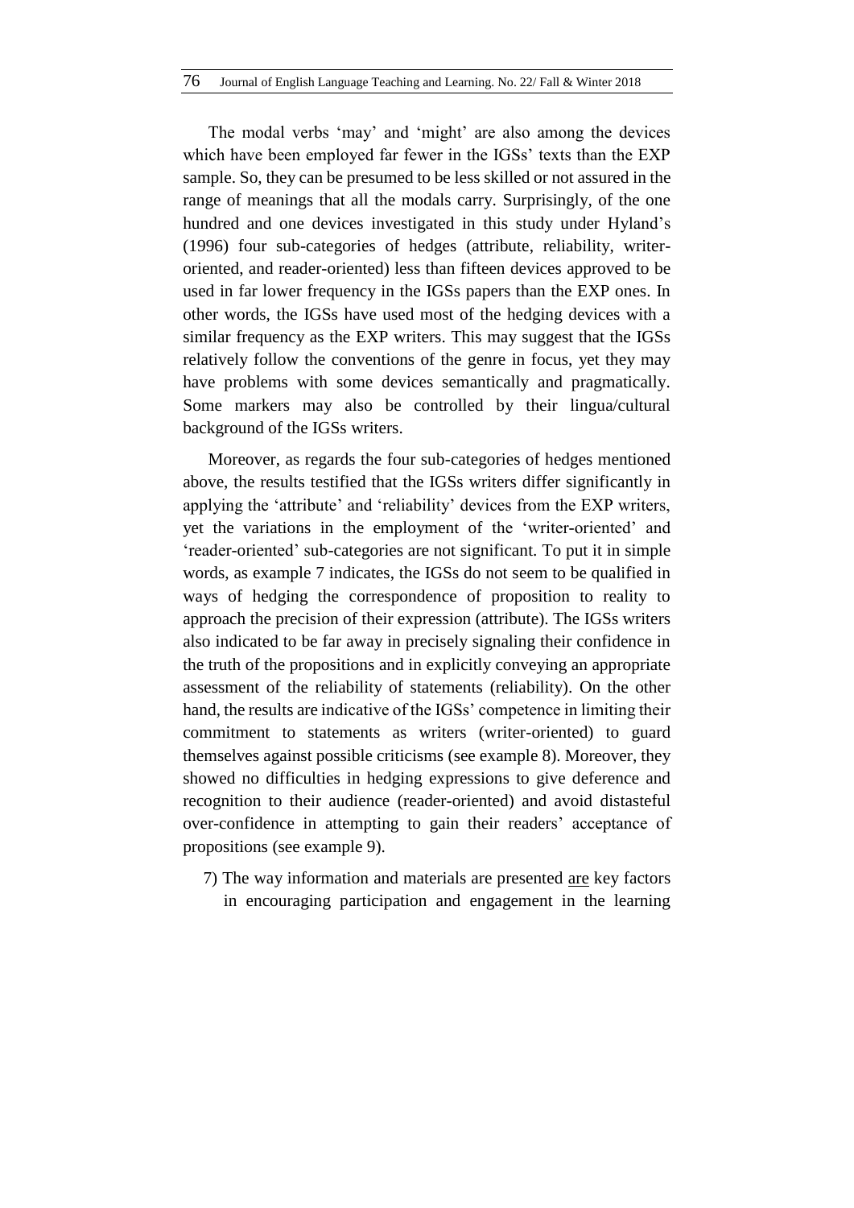The modal verbs 'may' and 'might' are also among the devices which have been employed far fewer in the IGSs' texts than the EXP sample. So, they can be presumed to be less skilled or not assured in the range of meanings that all the modals carry. Surprisingly, of the one hundred and one devices investigated in this study under Hyland's (1996) four sub-categories of hedges (attribute, reliability, writer-oriented, and reader-oriented) less than fifteen devices approved to be used in far lower frequency in the IGSs papers than the EXP ones. In other words, the IGSs have used most of the hedging devices with a similar frequency as the EXP writers. This may suggest that the IGSs relatively follow the conventions of the genre in focus, yet they may have problems with some devices semantically and pragmatically. Some markers may also be controlled by their lingua/cultural background of the IGSs writers.

Moreover, as regards the four sub-categories of hedges mentioned above, the results testified that the IGSs writers differ significantly in applying the 'attribute' and 'reliability' devices from the EXP writers, yet the variations in the employment of the 'writer-oriented' and 'reader-oriented' sub-categories are not significant. To put it in simple words, as example 7 indicates, the IGSs do not seem to be qualified in ways of hedging the correspondence of proposition to reality to approach the precision of their expression (attribute). The IGSs writers also indicated to be far away in precisely signaling their confidence in the truth of the propositions and in explicitly conveying an appropriate assessment of the reliability of statements (reliability). On the other hand, the results are indicative of the IGSs' competence in limiting their commitment to statements as writers (writer-oriented) to guard themselves against possible criticisms (see example 8). Moreover, they showed no difficulties in hedging expressions to give deference and recognition to their audience (reader-oriented) and avoid distasteful over-confidence in attempting to gain their readers' acceptance of propositions (see example 9).

7) The way information and materials are presented <u>are</u> key factors in encouraging participation and engagement in the learning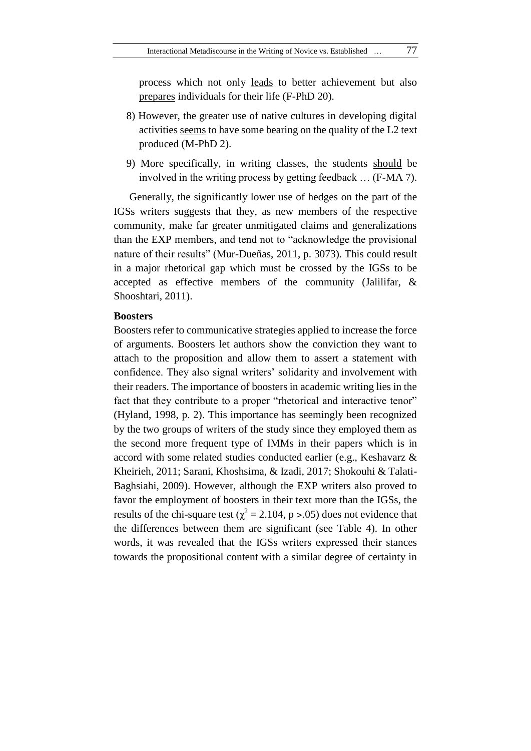process which not only leads to better achievement but also prepares individuals for their life (F-PhD 20).

8) However, the greater use of native cultures in developing digital activities seems to have some bearing on the quality of the L2 text produced (M-PhD 2).

9) More specifically, in writing classes, the students should be involved in the writing process by getting feedback … (F-MA 7).

Generally, the significantly lower use of hedges on the part of the IGSs writers suggests that they, as new members of the respective community, make far greater unmitigated claims and generalizations than the EXP members, and tend not to "acknowledge the provisional nature of their results" (Mur-Dueñas, 2011, p. 3073). This could result in a major rhetorical gap which must be crossed by the IGSs to be accepted as effective members of the community (Jalilifar, & Shooshtari, 2011).

**Boosters**

Boosters refer to communicative strategies applied to increase the force of arguments. Boosters let authors show the conviction they want to attach to the proposition and allow them to assert a statement with confidence. They also signal writers' solidarity and involvement with their readers. The importance of boosters in academic writing lies in the fact that they contribute to a proper "rhetorical and interactive tenor" (Hyland, 1998, p. 2). This importance has seemingly been recognized by the two groups of writers of the study since they employed them as the second more frequent type of IMMs in their papers which is in accord with some related studies conducted earlier (e.g., Keshavarz & Kheirieh, 2011; Sarani, Khoshsima, & Izadi, 2017; Shokouhi & Talati-Baghsiahi, 2009). However, although the EXP writers also proved to favor the employment of boosters in their text more than the IGSs, the results of the chi-square test ($\chi^2 = 2.104$, $p > .05$) does not evidence that the differences between them are significant (see Table 4). In other words, it was revealed that the IGSs writers expressed their stances towards the propositional content with a similar degree of certainty in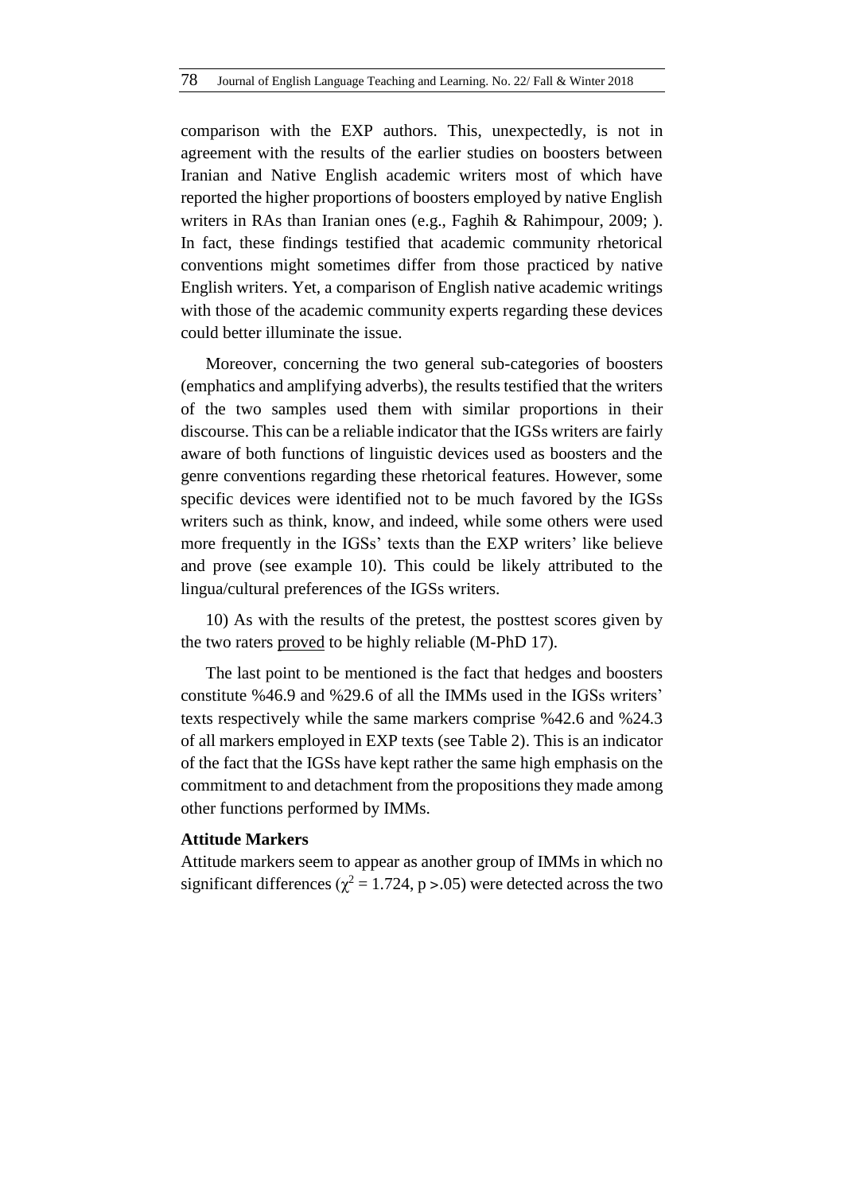comparison with the EXP authors. This, unexpectedly, is not in agreement with the results of the earlier studies on boosters between Iranian and Native English academic writers most of which have reported the higher proportions of boosters employed by native English writers in RAs than Iranian ones (e.g., Faghih & Rahimpour, 2009; ). In fact, these findings testified that academic community rhetorical conventions might sometimes differ from those practiced by native English writers. Yet, a comparison of English native academic writings with those of the academic community experts regarding these devices could better illuminate the issue.

Moreover, concerning the two general sub-categories of boosters (emphatics and amplifying adverbs), the results testified that the writers of the two samples used them with similar proportions in their discourse. This can be a reliable indicator that the IGSs writers are fairly aware of both functions of linguistic devices used as boosters and the genre conventions regarding these rhetorical features. However, some specific devices were identified not to be much favored by the IGSs writers such as think, know, and indeed, while some others were used more frequently in the IGSs' texts than the EXP writers' like believe and prove (see example 10). This could be likely attributed to the lingua/cultural preferences of the IGSs writers.

10) As with the results of the pretest, the posttest scores given by the two raters proved to be highly reliable (M-PhD 17).

The last point to be mentioned is the fact that hedges and boosters constitute %46.9 and %29.6 of all the IMMs used in the IGSs writers' texts respectively while the same markers comprise %42.6 and %24.3 of all markers employed in EXP texts (see Table 2). This is an indicator of the fact that the IGSs have kept rather the same high emphasis on the commitment to and detachment from the propositions they made among other functions performed by IMMs.

**Attitude Markers**

Attitude markers seem to appear as another group of IMMs in which no significant differences ($\chi^2 = 1.724$, $p > .05$) were detected across the two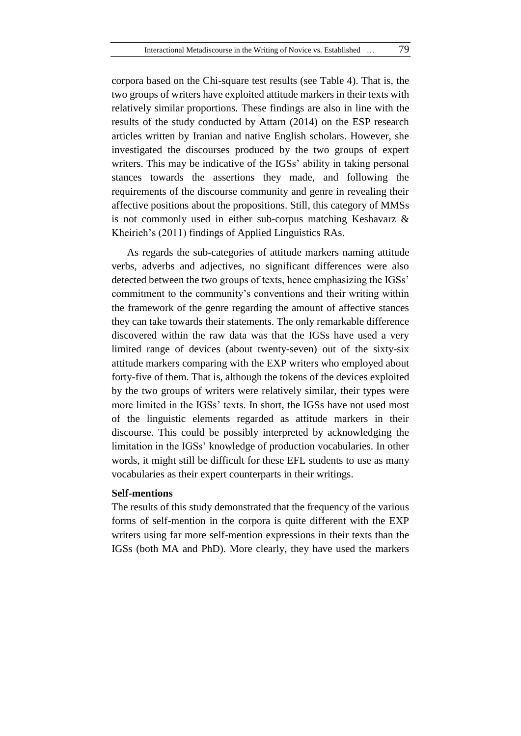corpora based on the Chi-square test results (see Table 4). That is, the two groups of writers have exploited attitude markers in their texts with relatively similar proportions. These findings are also in line with the results of the study conducted by Attarn (2014) on the ESP research articles written by Iranian and native English scholars. However, she investigated the discourses produced by the two groups of expert writers. This may be indicative of the IGSs' ability in taking personal stances towards the assertions they made, and following the requirements of the discourse community and genre in revealing their affective positions about the propositions. Still, this category of MMSs is not commonly used in either sub-corpus matching Keshavarz & Kheirieh's (2011) findings of Applied Linguistics RAs.

As regards the sub-categories of attitude markers naming attitude verbs, adverbs and adjectives, no significant differences were also detected between the two groups of texts, hence emphasizing the IGSs' commitment to the community's conventions and their writing within the framework of the genre regarding the amount of affective stances they can take towards their statements. The only remarkable difference discovered within the raw data was that the IGSs have used a very limited range of devices (about twenty-seven) out of the sixty-six attitude markers comparing with the EXP writers who employed about forty-five of them. That is, although the tokens of the devices exploited by the two groups of writers were relatively similar, their types were more limited in the IGSs' texts. In short, the IGSs have not used most of the linguistic elements regarded as attitude markers in their discourse. This could be possibly interpreted by acknowledging the limitation in the IGSs' knowledge of production vocabularies. In other words, it might still be difficult for these EFL students to use as many vocabularies as their expert counterparts in their writings.

**Self-mentions**

The results of this study demonstrated that the frequency of the various forms of self-mention in the corpora is quite different with the EXP writers using far more self-mention expressions in their texts than the IGSs (both MA and PhD). More clearly, they have used the markers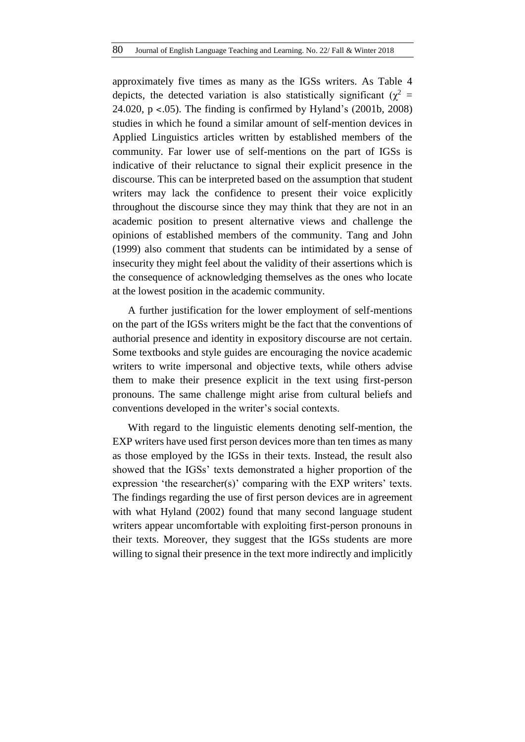approximately five times as many as the IGSs writers. As Table 4 depicts, the detected variation is also statistically significant ($\chi^2$ = 24.020, $p < .05$). The finding is confirmed by Hyland's (2001b, 2008) studies in which he found a similar amount of self-mention devices in Applied Linguistics articles written by established members of the community. Far lower use of self-mentions on the part of IGSs is indicative of their reluctance to signal their explicit presence in the discourse. This can be interpreted based on the assumption that student writers may lack the confidence to present their voice explicitly throughout the discourse since they may think that they are not in an academic position to present alternative views and challenge the opinions of established members of the community. Tang and John (1999) also comment that students can be intimidated by a sense of insecurity they might feel about the validity of their assertions which is the consequence of acknowledging themselves as the ones who locate at the lowest position in the academic community.

A further justification for the lower employment of self-mentions on the part of the IGSs writers might be the fact that the conventions of authorial presence and identity in expository discourse are not certain. Some textbooks and style guides are encouraging the novice academic writers to write impersonal and objective texts, while others advise them to make their presence explicit in the text using first-person pronouns. The same challenge might arise from cultural beliefs and conventions developed in the writer's social contexts.

With regard to the linguistic elements denoting self-mention, the EXP writers have used first person devices more than ten times as many as those employed by the IGSs in their texts. Instead, the result also showed that the IGSs' texts demonstrated a higher proportion of the expression 'the researcher(s)' comparing with the EXP writers' texts. The findings regarding the use of first person devices are in agreement with what Hyland (2002) found that many second language student writers appear uncomfortable with exploiting first-person pronouns in their texts. Moreover, they suggest that the IGSs students are more willing to signal their presence in the text more indirectly and implicitly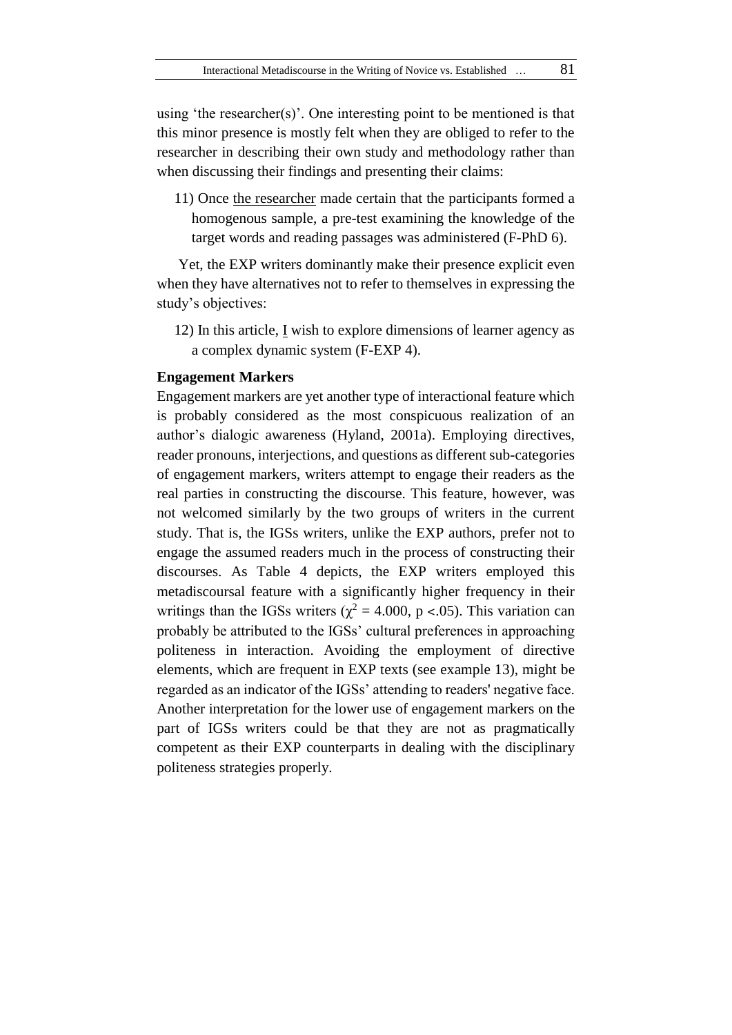using 'the researcher(s)'. One interesting point to be mentioned is that this minor presence is mostly felt when they are obliged to refer to the researcher in describing their own study and methodology rather than when discussing their findings and presenting their claims:

11) Once the researcher made certain that the participants formed a homogenous sample, a pre-test examining the knowledge of the target words and reading passages was administered (F-PhD 6).

Yet, the EXP writers dominantly make their presence explicit even when they have alternatives not to refer to themselves in expressing the study's objectives:

12) In this article, I wish to explore dimensions of learner agency as a complex dynamic system (F-EXP 4).

**Engagement Markers**

Engagement markers are yet another type of interactional feature which is probably considered as the most conspicuous realization of an author's dialogic awareness (Hyland, 2001a). Employing directives, reader pronouns, interjections, and questions as different sub-categories of engagement markers, writers attempt to engage their readers as the real parties in constructing the discourse. This feature, however, was not welcomed similarly by the two groups of writers in the current study. That is, the IGSs writers, unlike the EXP authors, prefer not to engage the assumed readers much in the process of constructing their discourses. As Table 4 depicts, the EXP writers employed this metadiscoursal feature with a significantly higher frequency in their writings than the IGSs writers ($\chi^2 = 4.000$, $p < .05$). This variation can probably be attributed to the IGSs' cultural preferences in approaching politeness in interaction. Avoiding the employment of directive elements, which are frequent in EXP texts (see example 13), might be regarded as an indicator of the IGSs' attending to readers' negative face. Another interpretation for the lower use of engagement markers on the part of IGSs writers could be that they are not as pragmatically competent as their EXP counterparts in dealing with the disciplinary politeness strategies properly.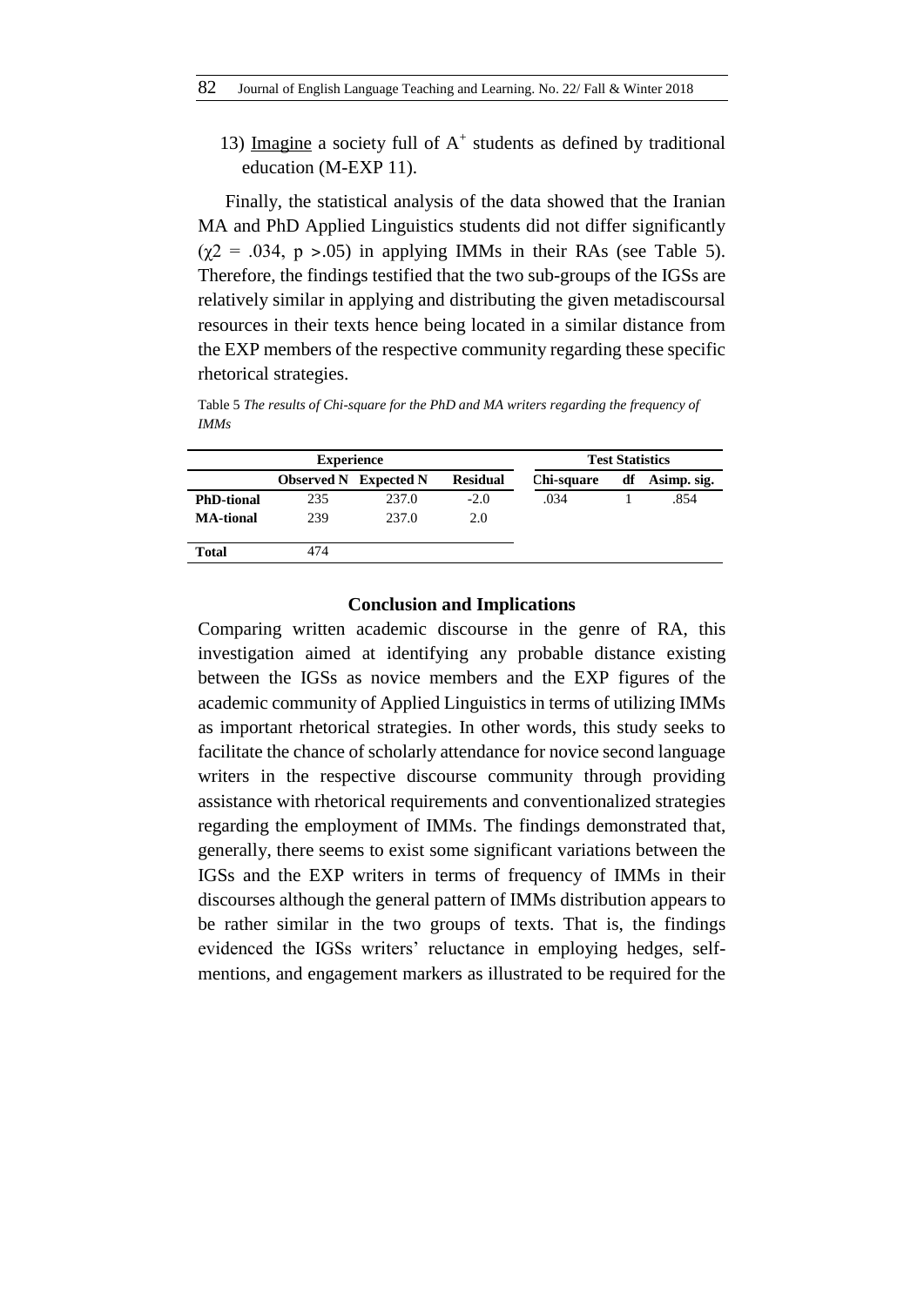13) <u>Imagine</u> a society full of $A^+$ students as defined by traditional education (M-EXP 11).

Finally, the statistical analysis of the data showed that the Iranian MA and PhD Applied Linguistics students did not differ significantly ($\chi2 = .034$, $p > .05$) in applying IMMs in their RAs (see Table 5). Therefore, the findings testified that the two sub-groups of the IGSs are relatively similar in applying and distributing the given metadiscoursal resources in their texts hence being located in a similar distance from the EXP members of the respective community regarding these specific rhetorical strategies.

Table 5 *The results of Chi-square for the PhD and MA writers regarding the frequency of IMMs*

| | **Experience** | | | **Test Statistics** | | |
|---|---|---|---|---|---|---|
| | **Observed N** | **Expected N** | **Residual** | **Chi-square** | **df** | **Asimp. sig.** |
| **PhD-tional** | 235 | 237.0 | -2.0 | .034 | 1 | .854 |
| **MA-tional** | 239 | 237.0 | 2.0 | | | |
| **Total** | 474 | | | | | |

## Conclusion and Implications

Comparing written academic discourse in the genre of RA, this investigation aimed at identifying any probable distance existing between the IGSs as novice members and the EXP figures of the academic community of Applied Linguistics in terms of utilizing IMMs as important rhetorical strategies. In other words, this study seeks to facilitate the chance of scholarly attendance for novice second language writers in the respective discourse community through providing assistance with rhetorical requirements and conventionalized strategies regarding the employment of IMMs. The findings demonstrated that, generally, there seems to exist some significant variations between the IGSs and the EXP writers in terms of frequency of IMMs in their discourses although the general pattern of IMMs distribution appears to be rather similar in the two groups of texts. That is, the findings evidenced the IGSs writers' reluctance in employing hedges, self-mentions, and engagement markers as illustrated to be required for the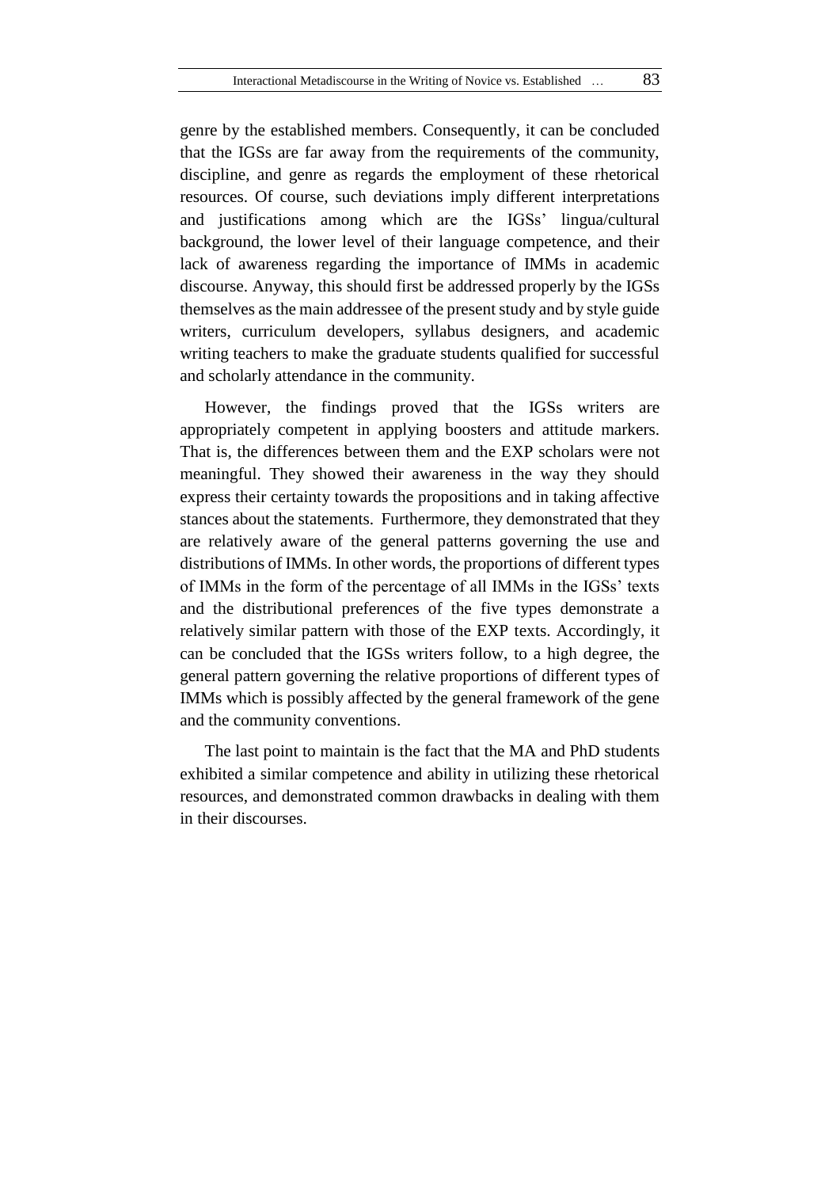genre by the established members. Consequently, it can be concluded that the IGSs are far away from the requirements of the community, discipline, and genre as regards the employment of these rhetorical resources. Of course, such deviations imply different interpretations and justifications among which are the IGSs' lingua/cultural background, the lower level of their language competence, and their lack of awareness regarding the importance of IMMs in academic discourse. Anyway, this should first be addressed properly by the IGSs themselves as the main addressee of the present study and by style guide writers, curriculum developers, syllabus designers, and academic writing teachers to make the graduate students qualified for successful and scholarly attendance in the community.

However, the findings proved that the IGSs writers are appropriately competent in applying boosters and attitude markers. That is, the differences between them and the EXP scholars were not meaningful. They showed their awareness in the way they should express their certainty towards the propositions and in taking affective stances about the statements. Furthermore, they demonstrated that they are relatively aware of the general patterns governing the use and distributions of IMMs. In other words, the proportions of different types of IMMs in the form of the percentage of all IMMs in the IGSs' texts and the distributional preferences of the five types demonstrate a relatively similar pattern with those of the EXP texts. Accordingly, it can be concluded that the IGSs writers follow, to a high degree, the general pattern governing the relative proportions of different types of IMMs which is possibly affected by the general framework of the gene and the community conventions.

The last point to maintain is the fact that the MA and PhD students exhibited a similar competence and ability in utilizing these rhetorical resources, and demonstrated common drawbacks in dealing with them in their discourses.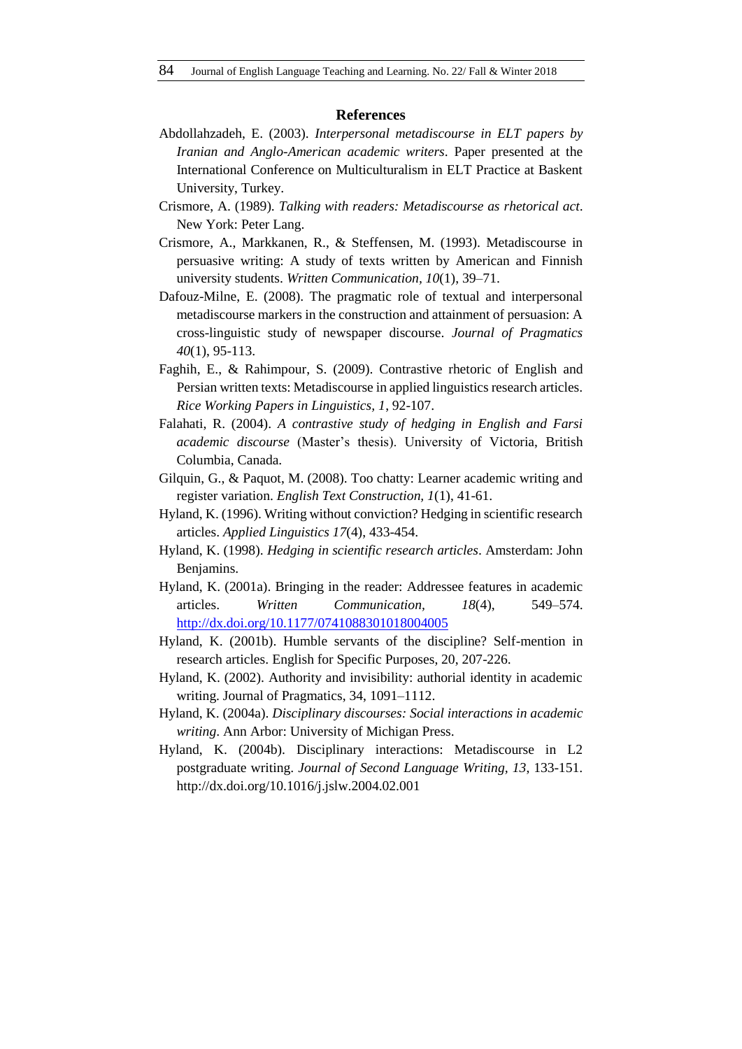## References

Abdollahzadeh, E. (2003). *Interpersonal metadiscourse in ELT papers by Iranian and Anglo-American academic writers*. Paper presented at the International Conference on Multiculturalism in ELT Practice at Baskent University, Turkey.

Crismore, A. (1989). *Talking with readers: Metadiscourse as rhetorical act*. New York: Peter Lang.

Crismore, A., Markkanen, R., & Steffensen, M. (1993). Metadiscourse in persuasive writing: A study of texts written by American and Finnish university students. *Written Communication, 10*(1), 39–71.

Dafouz-Milne, E. (2008). The pragmatic role of textual and interpersonal metadiscourse markers in the construction and attainment of persuasion: A cross-linguistic study of newspaper discourse. *Journal of Pragmatics 40*(1), 95-113.

Faghih, E., & Rahimpour, S. (2009). Contrastive rhetoric of English and Persian written texts: Metadiscourse in applied linguistics research articles. *Rice Working Papers in Linguistics, 1*, 92-107.

Falahati, R. (2004). *A contrastive study of hedging in English and Farsi academic discourse* (Master's thesis). University of Victoria, British Columbia, Canada.

Gilquin, G., & Paquot, M. (2008). Too chatty: Learner academic writing and register variation. *English Text Construction, 1*(1), 41-61.

Hyland, K. (1996). Writing without conviction? Hedging in scientific research articles. *Applied Linguistics 17*(4), 433-454.

Hyland, K. (1998). *Hedging in scientific research articles*. Amsterdam: John Benjamins.

Hyland, K. (2001a). Bringing in the reader: Addressee features in academic articles. *Written Communication*, *18*(4), 549–574. http://dx.doi.org/10.1177/0741088301018004005

Hyland, K. (2001b). Humble servants of the discipline? Self-mention in research articles. English for Specific Purposes, 20, 207-226.

Hyland, K. (2002). Authority and invisibility: authorial identity in academic writing. Journal of Pragmatics, 34, 1091–1112.

Hyland, K. (2004a). *Disciplinary discourses: Social interactions in academic writing*. Ann Arbor: University of Michigan Press.

Hyland, K. (2004b). Disciplinary interactions: Metadiscourse in L2 postgraduate writing. *Journal of Second Language Writing, 13*, 133-151. http://dx.doi.org/10.1016/j.jslw.2004.02.001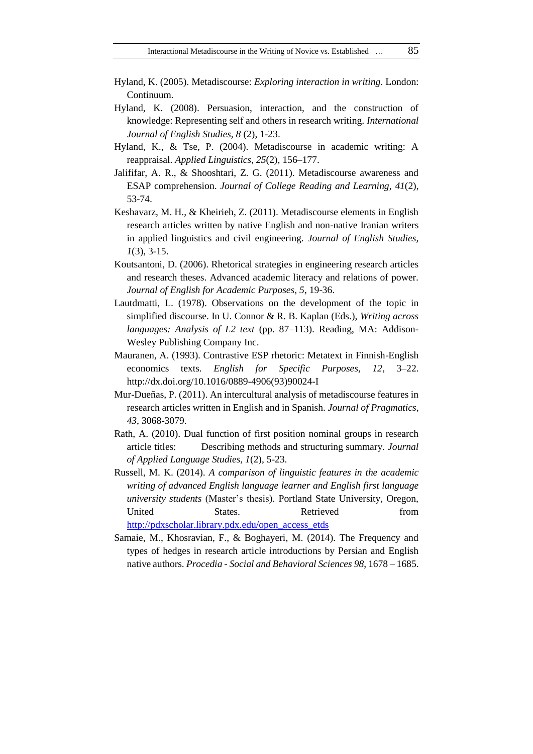Hyland, K. (2005). Metadiscourse: *Exploring interaction in writing*. London: Continuum.

Hyland, K. (2008). Persuasion, interaction, and the construction of knowledge: Representing self and others in research writing. *International Journal of English Studies, 8* (2), 1-23.

Hyland, K., & Tse, P. (2004). Metadiscourse in academic writing: A reappraisal. *Applied Linguistics*, *25*(2), 156–177.

Jalififar, A. R., & Shooshtari, Z. G. (2011). Metadiscourse awareness and ESAP comprehension. *Journal of College Reading and Learning, 41*(2), 53-74.

Keshavarz, M. H., & Kheirieh, Z. (2011). Metadiscourse elements in English research articles written by native English and non-native Iranian writers in applied linguistics and civil engineering. *Journal of English Studies, 1*(3), 3-15.

Koutsantoni, D. (2006). Rhetorical strategies in engineering research articles and research theses. Advanced academic literacy and relations of power. *Journal of English for Academic Purposes, 5*, 19-36.

Lautdmatti, L. (1978). Observations on the development of the topic in simplified discourse. In U. Connor & R. B. Kaplan (Eds.), *Writing across languages: Analysis of L2 text* (pp. 87–113). Reading, MA: Addison-Wesley Publishing Company Inc.

Mauranen, A. (1993). Contrastive ESP rhetoric: Metatext in Finnish-English economics texts. *English for Specific Purposes*, *12*, 3–22. http://dx.doi.org/10.1016/0889-4906(93)90024-I

Mur-Dueñas, P. (2011). An intercultural analysis of metadiscourse features in research articles written in English and in Spanish. *Journal of Pragmatics, 43*, 3068-3079.

Rath, A. (2010). Dual function of first position nominal groups in research article titles: Describing methods and structuring summary. *Journal of Applied Language Studies, 1*(2), 5-23.

Russell, M. K. (2014). *A comparison of linguistic features in the academic writing of advanced English language learner and English first language university students* (Master's thesis). Portland State University, Oregon, United States. Retrieved from http://pdxscholar.library.pdx.edu/open_access_etds

Samaie, M., Khosravian, F., & Boghayeri, M. (2014). The Frequency and types of hedges in research article introductions by Persian and English native authors. *Procedia - Social and Behavioral Sciences 98*, 1678 – 1685.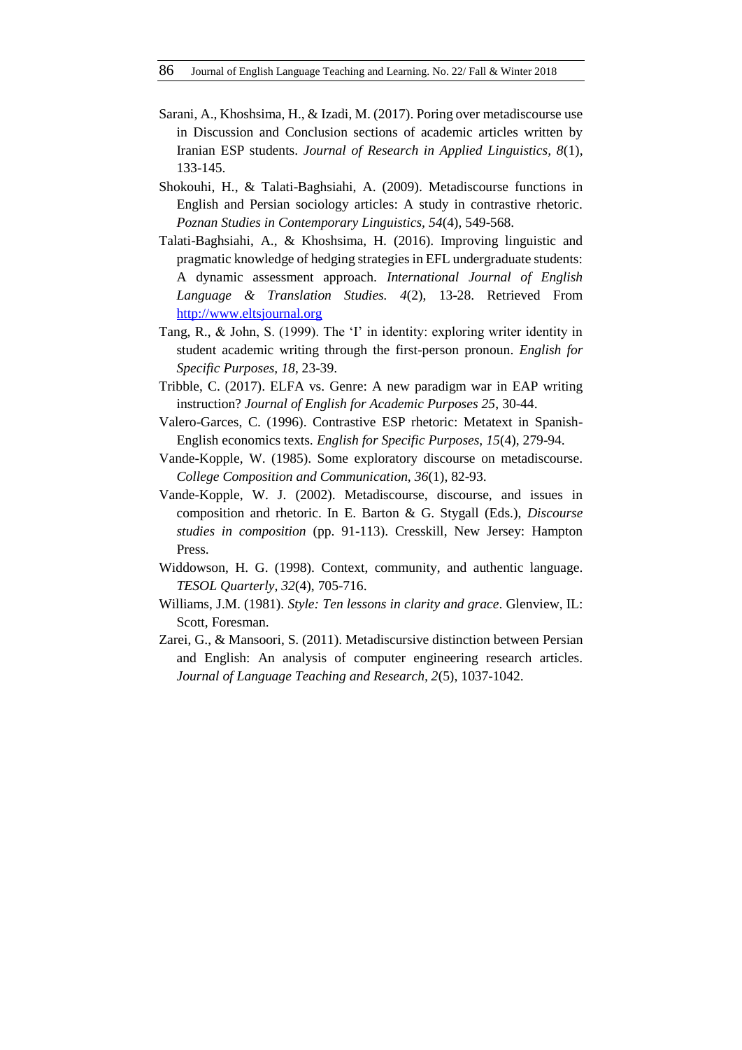Sarani, A., Khoshsima, H., & Izadi, M. (2017). Poring over metadiscourse use in Discussion and Conclusion sections of academic articles written by Iranian ESP students. *Journal of Research in Applied Linguistics, 8*(1), 133-145.

Shokouhi, H., & Talati-Baghsiahi, A. (2009). Metadiscourse functions in English and Persian sociology articles: A study in contrastive rhetoric. *Poznan Studies in Contemporary Linguistics, 54*(4), 549-568.

Talati-Baghsiahi, A., & Khoshsima, H. (2016). Improving linguistic and pragmatic knowledge of hedging strategies in EFL undergraduate students: A dynamic assessment approach. *International Journal of English Language & Translation Studies. 4*(2), 13-28. Retrieved From [http://www.eltsjournal.org](http://www.eltsjournal.org)

Tang, R., & John, S. (1999). The 'I' in identity: exploring writer identity in student academic writing through the first-person pronoun. *English for Specific Purposes, 18*, 23-39.

Tribble, C. (2017). ELFA vs. Genre: A new paradigm war in EAP writing instruction? *Journal of English for Academic Purposes 25*, 30-44.

Valero-Garces, C. (1996). Contrastive ESP rhetoric: Metatext in Spanish-English economics texts. *English for Specific Purposes, 15*(4), 279-94.

Vande-Kopple, W. (1985). Some exploratory discourse on metadiscourse. *College Composition and Communication, 36*(1), 82-93.

Vande-Kopple, W. J. (2002). Metadiscourse, discourse, and issues in composition and rhetoric. In E. Barton & G. Stygall (Eds.), *Discourse studies in composition* (pp. 91-113). Cresskill, New Jersey: Hampton Press.

Widdowson, H. G. (1998). Context, community, and authentic language. *TESOL Quarterly, 32*(4), 705-716.

Williams, J.M. (1981). *Style: Ten lessons in clarity and grace*. Glenview, IL: Scott, Foresman.

Zarei, G., & Mansoori, S. (2011). Metadiscursive distinction between Persian and English: An analysis of computer engineering research articles. *Journal of Language Teaching and Research, 2*(5), 1037-1042.